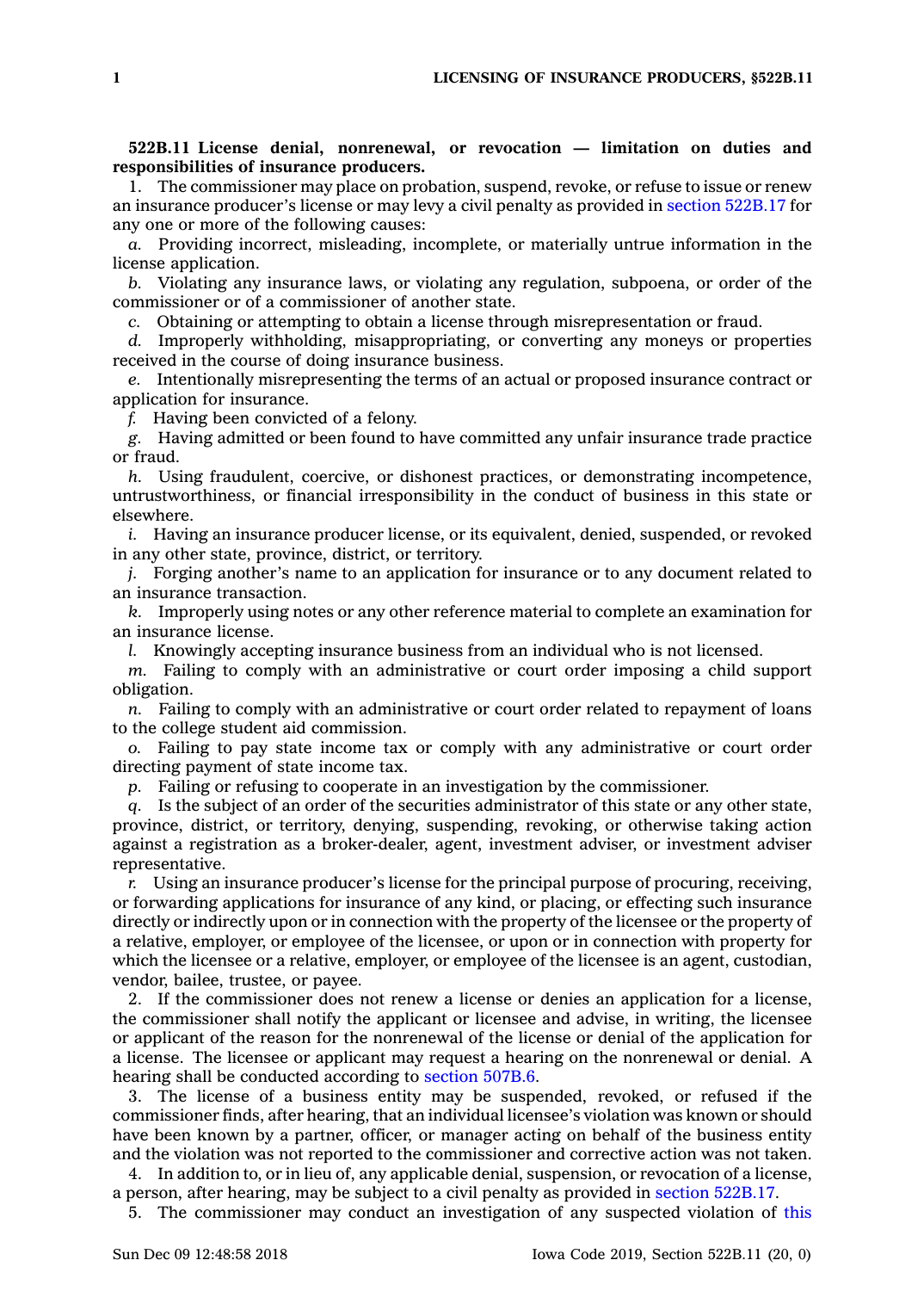**522B.11 License denial, nonrenewal, or revocation — limitation on duties and responsibilities of insurance producers.**

1. The commissioner may place on probation, suspend, revoke, or refuse to issue or renew an insurance producer's license or may levy a civil penalty as provided in section 522B.17 for any one or more of the following causes:

*a.* Providing incorrect, misleading, incomplete, or materially untrue information in the license application.

*b.* Violating any insurance laws, or violating any regulation, subpoena, or order of the commissioner or of a commissioner of another state.

*c.* Obtaining or attempting to obtain a license through misrepresentation or fraud.

*d.* Improperly withholding, misappropriating, or converting any moneys or properties received in the course of doing insurance business.

*e.* Intentionally misrepresenting the terms of an actual or proposed insurance contract or application for insurance.

*f.* Having been convicted of a felony.

*g.* Having admitted or been found to have committed any unfair insurance trade practice or fraud.

*h.* Using fraudulent, coercive, or dishonest practices, or demonstrating incompetence, untrustworthiness, or financial irresponsibility in the conduct of business in this state or elsewhere.

*i.* Having an insurance producer license, or its equivalent, denied, suspended, or revoked in any other state, province, district, or territory.

*j.* Forging another's name to an application for insurance or to any document related to an insurance transaction.

*k.* Improperly using notes or any other reference material to complete an examination for an insurance license.

*l.* Knowingly accepting insurance business from an individual who is not licensed.

*m.* Failing to comply with an administrative or court order imposing a child support obligation.

*n.* Failing to comply with an administrative or court order related to repayment of loans to the college student aid commission.

*o.* Failing to pay state income tax or comply with any administrative or court order directing payment of state income tax.

*p.* Failing or refusing to cooperate in an investigation by the commissioner.

*q.* Is the subject of an order of the securities administrator of this state or any other state, province, district, or territory, denying, suspending, revoking, or otherwise taking action against a registration as a broker-dealer, agent, investment adviser, or investment adviser representative.

*r.* Using an insurance producer's license for the principal purpose of procuring, receiving, or forwarding applications for insurance of any kind, or placing, or effecting such insurance directly or indirectly upon or in connection with the property of the licensee or the property of a relative, employer, or employee of the licensee, or upon or in connection with property for which the licensee or a relative, employer, or employee of the licensee is an agent, custodian, vendor, bailee, trustee, or payee.

2. If the commissioner does not renew a license or denies an application for a license, the commissioner shall notify the applicant or licensee and advise, in writing, the licensee or applicant of the reason for the nonrenewal of the license or denial of the application for a license. The licensee or applicant may request a hearing on the nonrenewal or denial. A hearing shall be conducted according to section 507B.6.

3. The license of a business entity may be suspended, revoked, or refused if the commissioner finds, after hearing, that an individual licensee's violation was known or should have been known by a partner, officer, or manager acting on behalf of the business entity and the violation was not reported to the commissioner and corrective action was not taken.

4. In addition to, or in lieu of, any applicable denial, suspension, or revocation of a license, a person, after hearing, may be subject to a civil penalty as provided in section 522B.17.

5. The commissioner may conduct an investigation of any suspected violation of this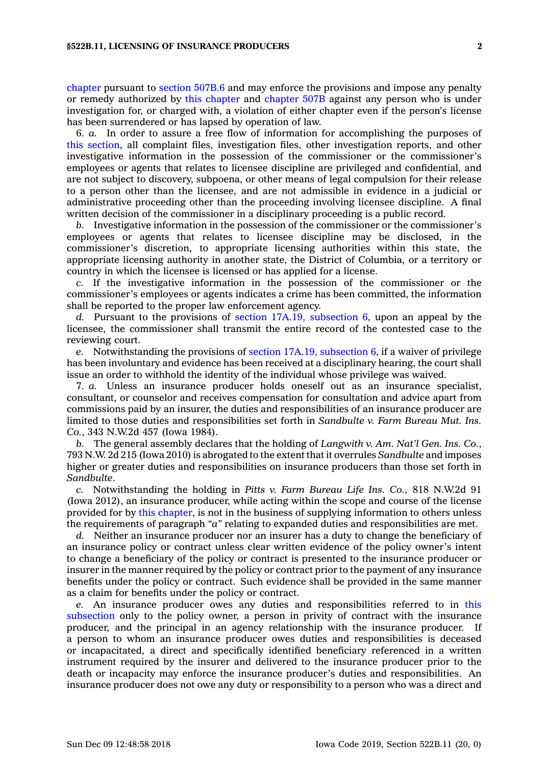chapter pursuant to section 507B.6 and may enforce the provisions and impose any penalty or remedy authorized by this chapter and chapter 507B against any person who is under investigation for, or charged with, a violation of either chapter even if the person's license has been surrendered or has lapsed by operation of law.

6. *a.* In order to assure a free flow of information for accomplishing the purposes of this section, all complaint files, investigation files, other investigation reports, and other investigative information in the possession of the commissioner or the commissioner's employees or agents that relates to licensee discipline are privileged and confidential, and are not subject to discovery, subpoena, or other means of legal compulsion for their release to a person other than the licensee, and are not admissible in evidence in a judicial or administrative proceeding other than the proceeding involving licensee discipline. A final written decision of the commissioner in a disciplinary proceeding is a public record.

*b.* Investigative information in the possession of the commissioner or the commissioner's employees or agents that relates to licensee discipline may be disclosed, in the commissioner's discretion, to appropriate licensing authorities within this state, the appropriate licensing authority in another state, the District of Columbia, or a territory or country in which the licensee is licensed or has applied for a license.

*c.* If the investigative information in the possession of the commissioner or the commissioner's employees or agents indicates a crime has been committed, the information shall be reported to the proper law enforcement agency.

*d.* Pursuant to the provisions of section 17A.19, subsection 6, upon an appeal by the licensee, the commissioner shall transmit the entire record of the contested case to the reviewing court.

*e.* Notwithstanding the provisions of section 17A.19, subsection 6, if a waiver of privilege has been involuntary and evidence has been received at a disciplinary hearing, the court shall issue an order to withhold the identity of the individual whose privilege was waived.

7. *a.* Unless an insurance producer holds oneself out as an insurance specialist, consultant, or counselor and receives compensation for consultation and advice apart from commissions paid by an insurer, the duties and responsibilities of an insurance producer are limited to those duties and responsibilities set forth in *Sandbulte v. Farm Bureau Mut. Ins. Co.*, 343 N.W.2d 457 (Iowa 1984).

*b.* The general assembly declares that the holding of *Langwith v. Am. Nat'l Gen. Ins. Co.*, 793 N.W. 2d 215 (Iowa 2010) is abrogated to the extent that it overrules *Sandbulte* and imposes higher or greater duties and responsibilities on insurance producers than those set forth in *Sandbulte*.

*c.* Notwithstanding the holding in *Pitts v. Farm Bureau Life Ins. Co.*, 818 N.W.2d 91 (Iowa 2012), an insurance producer, while acting within the scope and course of the license provided for by this chapter, is not in the business of supplying information to others unless the requirements of paragraph *"a"* relating to expanded duties and responsibilities are met.

*d.* Neither an insurance producer nor an insurer has a duty to change the beneficiary of an insurance policy or contract unless clear written evidence of the policy owner's intent to change a beneficiary of the policy or contract is presented to the insurance producer or insurer in the manner required by the policy or contract prior to the payment of any insurance benefits under the policy or contract. Such evidence shall be provided in the same manner as a claim for benefits under the policy or contract.

*e.* An insurance producer owes any duties and responsibilities referred to in this subsection only to the policy owner, a person in privity of contract with the insurance producer, and the principal in an agency relationship with the insurance producer. If a person to whom an insurance producer owes duties and responsibilities is deceased or incapacitated, a direct and specifically identified beneficiary referenced in a written instrument required by the insurer and delivered to the insurance producer prior to the death or incapacity may enforce the insurance producer's duties and responsibilities. An insurance producer does not owe any duty or responsibility to a person who was a direct and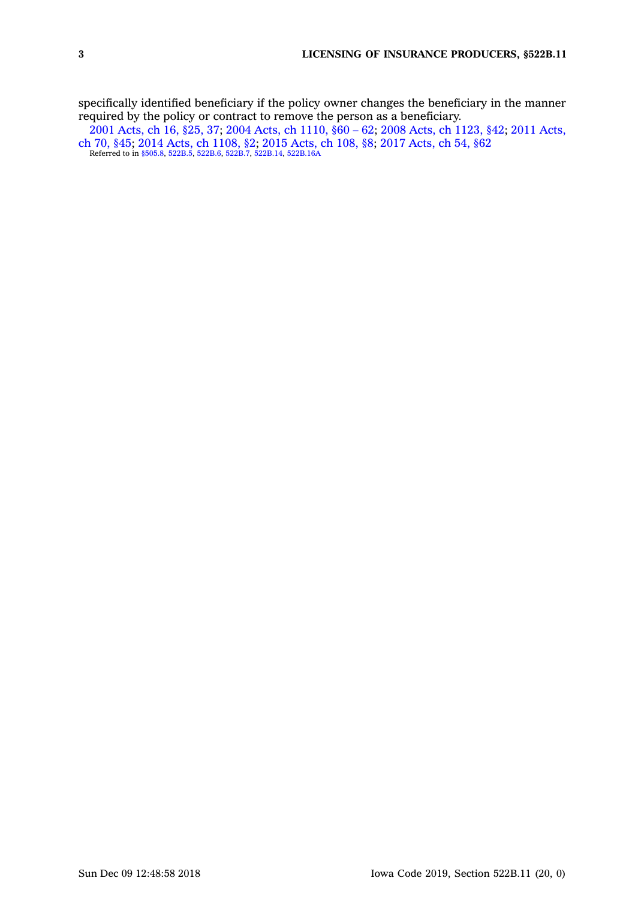specifically identified beneficiary if the policy owner changes the beneficiary in the manner required by the policy or contract to remove the person as a beneficiary.

2001 Acts, ch 16, §25, 37; 2004 Acts, ch 1110, §60 – 62; 2008 Acts, ch 1123, §42; 2011 Acts, ch 70, §45; 2014 Acts, ch 1108, §2; 2015 Acts, ch 108, §8; 2017 Acts, ch 54, §62

Referred to in §505.8, 522B.5, 522B.6, 522B.7, 522B.14, 522B.16A